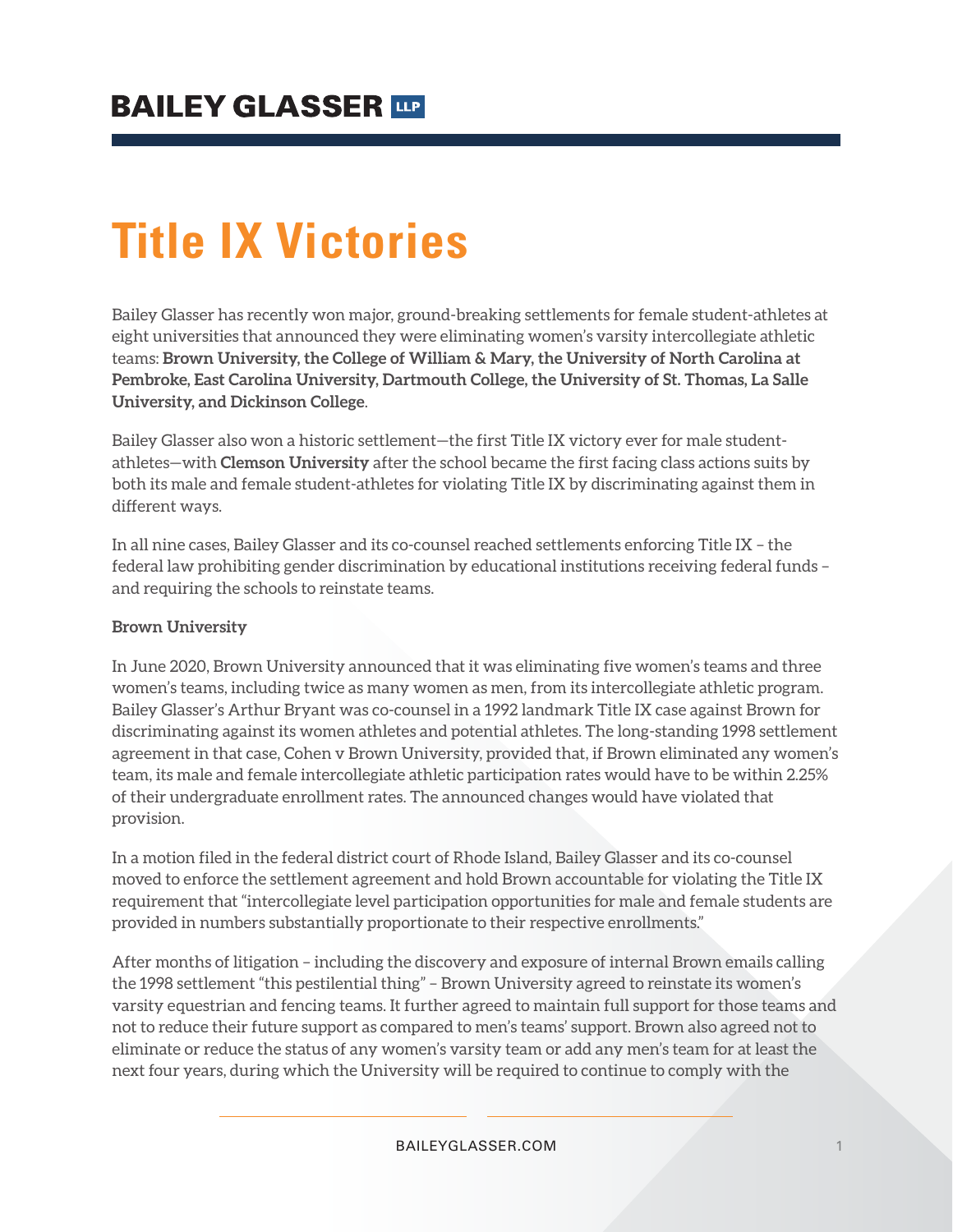# BAILEY GLASSER LLP

# Title IX Victories

Bailey Glasser has recently won major, ground-breaking settlements for female student-athletes at eight universities that announced they were eliminating women's varsity intercollegiate athletic teams: **Brown University, the College of William & Mary, the University of North Carolina at Pembroke, East Carolina University, Dartmouth College, the University of St. Thomas, La Salle University, and Dickinson College**.

Bailey Glasser also won a historic settlement—the first Title IX victory ever for male student-athletes—with **Clemson University** after the school became the first facing class actions suits by both its male and female student-athletes for violating Title IX by discriminating against them in different ways.

In all nine cases, Bailey Glasser and its co-counsel reached settlements enforcing Title IX – the federal law prohibiting gender discrimination by educational institutions receiving federal funds – and requiring the schools to reinstate teams.

**Brown University**

In June 2020, Brown University announced that it was eliminating five women's teams and three women's teams, including twice as many women as men, from its intercollegiate athletic program. Bailey Glasser's Arthur Bryant was co-counsel in a 1992 landmark Title IX case against Brown for discriminating against its women athletes and potential athletes. The long-standing 1998 settlement agreement in that case, Cohen v Brown University, provided that, if Brown eliminated any women's team, its male and female intercollegiate athletic participation rates would have to be within 2.25% of their undergraduate enrollment rates. The announced changes would have violated that provision.

In a motion filed in the federal district court of Rhode Island, Bailey Glasser and its co-counsel moved to enforce the settlement agreement and hold Brown accountable for violating the Title IX requirement that "intercollegiate level participation opportunities for male and female students are provided in numbers substantially proportionate to their respective enrollments."

After months of litigation – including the discovery and exposure of internal Brown emails calling the 1998 settlement "this pestilential thing" – Brown University agreed to reinstate its women's varsity equestrian and fencing teams. It further agreed to maintain full support for those teams and not to reduce their future support as compared to men's teams' support. Brown also agreed not to eliminate or reduce the status of any women's varsity team or add any men's team for at least the next four years, during which the University will be required to continue to comply with the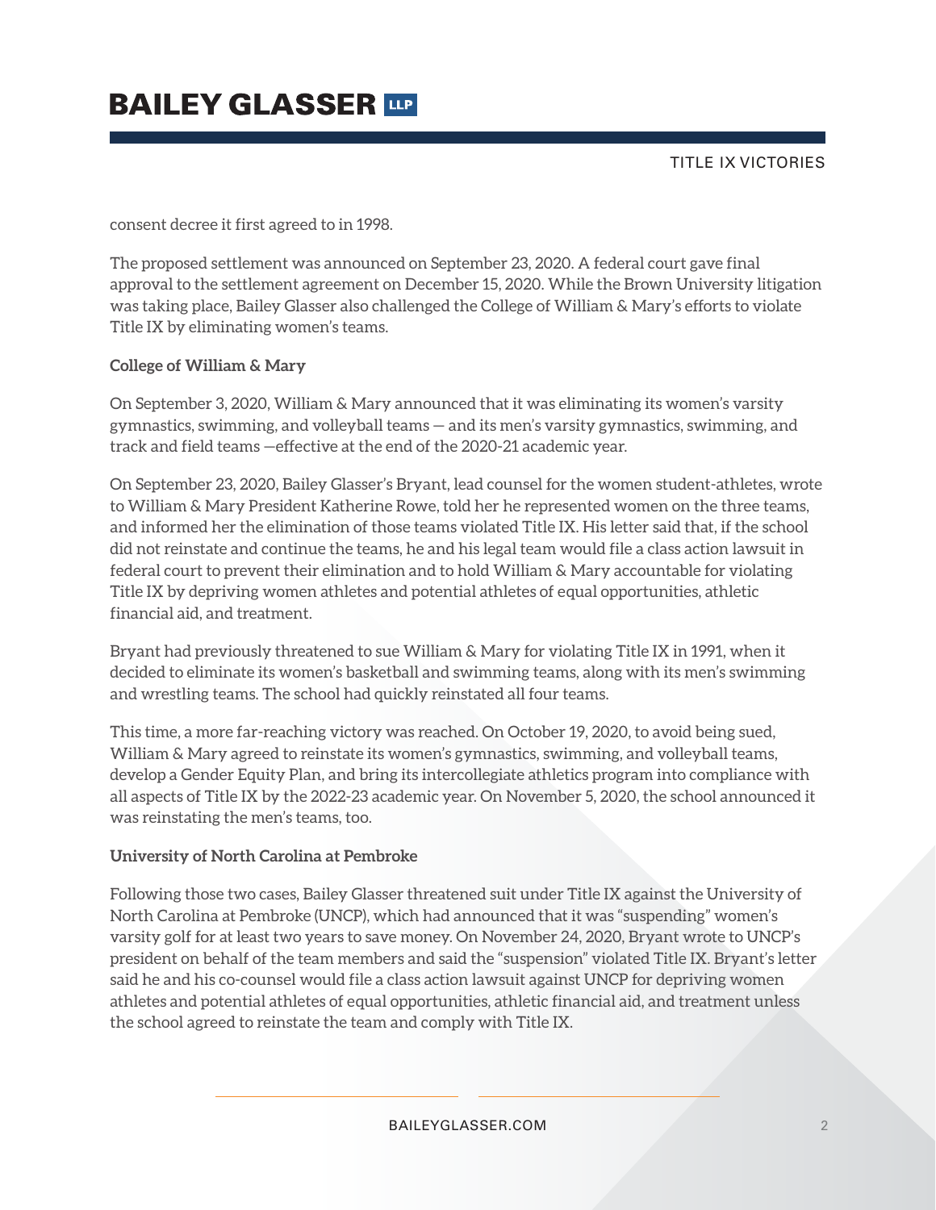consent decree it first agreed to in 1998.

The proposed settlement was announced on September 23, 2020. A federal court gave final approval to the settlement agreement on December 15, 2020. While the Brown University litigation was taking place, Bailey Glasser also challenged the College of William & Mary's efforts to violate Title IX by eliminating women's teams.

**College of William & Mary**

On September 3, 2020, William & Mary announced that it was eliminating its women's varsity gymnastics, swimming, and volleyball teams — and its men's varsity gymnastics, swimming, and track and field teams —effective at the end of the 2020-21 academic year.

On September 23, 2020, Bailey Glasser's Bryant, lead counsel for the women student-athletes, wrote to William & Mary President Katherine Rowe, told her he represented women on the three teams, and informed her the elimination of those teams violated Title IX. His letter said that, if the school did not reinstate and continue the teams, he and his legal team would file a class action lawsuit in federal court to prevent their elimination and to hold William & Mary accountable for violating Title IX by depriving women athletes and potential athletes of equal opportunities, athletic financial aid, and treatment.

Bryant had previously threatened to sue William & Mary for violating Title IX in 1991, when it decided to eliminate its women's basketball and swimming teams, along with its men's swimming and wrestling teams. The school had quickly reinstated all four teams.

This time, a more far-reaching victory was reached. On October 19, 2020, to avoid being sued, William & Mary agreed to reinstate its women's gymnastics, swimming, and volleyball teams, develop a Gender Equity Plan, and bring its intercollegiate athletics program into compliance with all aspects of Title IX by the 2022-23 academic year. On November 5, 2020, the school announced it was reinstating the men's teams, too.

**University of North Carolina at Pembroke**

Following those two cases, Bailey Glasser threatened suit under Title IX against the University of North Carolina at Pembroke (UNCP), which had announced that it was "suspending" women's varsity golf for at least two years to save money. On November 24, 2020, Bryant wrote to UNCP's president on behalf of the team members and said the "suspension" violated Title IX. Bryant's letter said he and his co-counsel would file a class action lawsuit against UNCP for depriving women athletes and potential athletes of equal opportunities, athletic financial aid, and treatment unless the school agreed to reinstate the team and comply with Title IX.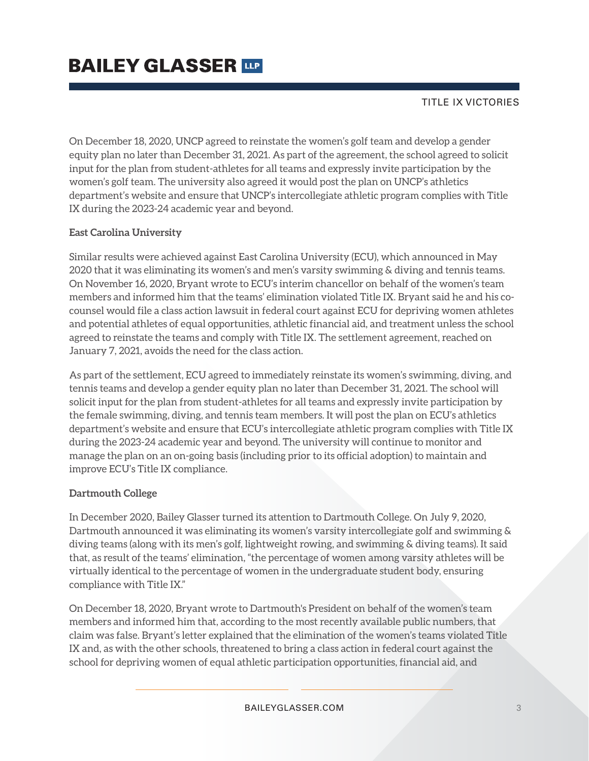On December 18, 2020, UNCP agreed to reinstate the women's golf team and develop a gender equity plan no later than December 31, 2021. As part of the agreement, the school agreed to solicit input for the plan from student-athletes for all teams and expressly invite participation by the women's golf team. The university also agreed it would post the plan on UNCP's athletics department's website and ensure that UNCP's intercollegiate athletic program complies with Title IX during the 2023-24 academic year and beyond.

**East Carolina University**

Similar results were achieved against East Carolina University (ECU), which announced in May 2020 that it was eliminating its women's and men's varsity swimming & diving and tennis teams. On November 16, 2020, Bryant wrote to ECU's interim chancellor on behalf of the women's team members and informed him that the teams' elimination violated Title IX. Bryant said he and his co-counsel would file a class action lawsuit in federal court against ECU for depriving women athletes and potential athletes of equal opportunities, athletic financial aid, and treatment unless the school agreed to reinstate the teams and comply with Title IX. The settlement agreement, reached on January 7, 2021, avoids the need for the class action.

As part of the settlement, ECU agreed to immediately reinstate its women's swimming, diving, and tennis teams and develop a gender equity plan no later than December 31, 2021. The school will solicit input for the plan from student-athletes for all teams and expressly invite participation by the female swimming, diving, and tennis team members. It will post the plan on ECU's athletics department's website and ensure that ECU's intercollegiate athletic program complies with Title IX during the 2023-24 academic year and beyond. The university will continue to monitor and manage the plan on an on-going basis (including prior to its official adoption) to maintain and improve ECU's Title IX compliance.

**Dartmouth College**

In December 2020, Bailey Glasser turned its attention to Dartmouth College. On July 9, 2020, Dartmouth announced it was eliminating its women's varsity intercollegiate golf and swimming & diving teams (along with its men's golf, lightweight rowing, and swimming & diving teams). It said that, as result of the teams' elimination, "the percentage of women among varsity athletes will be virtually identical to the percentage of women in the undergraduate student body, ensuring compliance with Title IX."

On December 18, 2020, Bryant wrote to Dartmouth's President on behalf of the women's team members and informed him that, according to the most recently available public numbers, that claim was false. Bryant's letter explained that the elimination of the women's teams violated Title IX and, as with the other schools, threatened to bring a class action in federal court against the school for depriving women of equal athletic participation opportunities, financial aid, and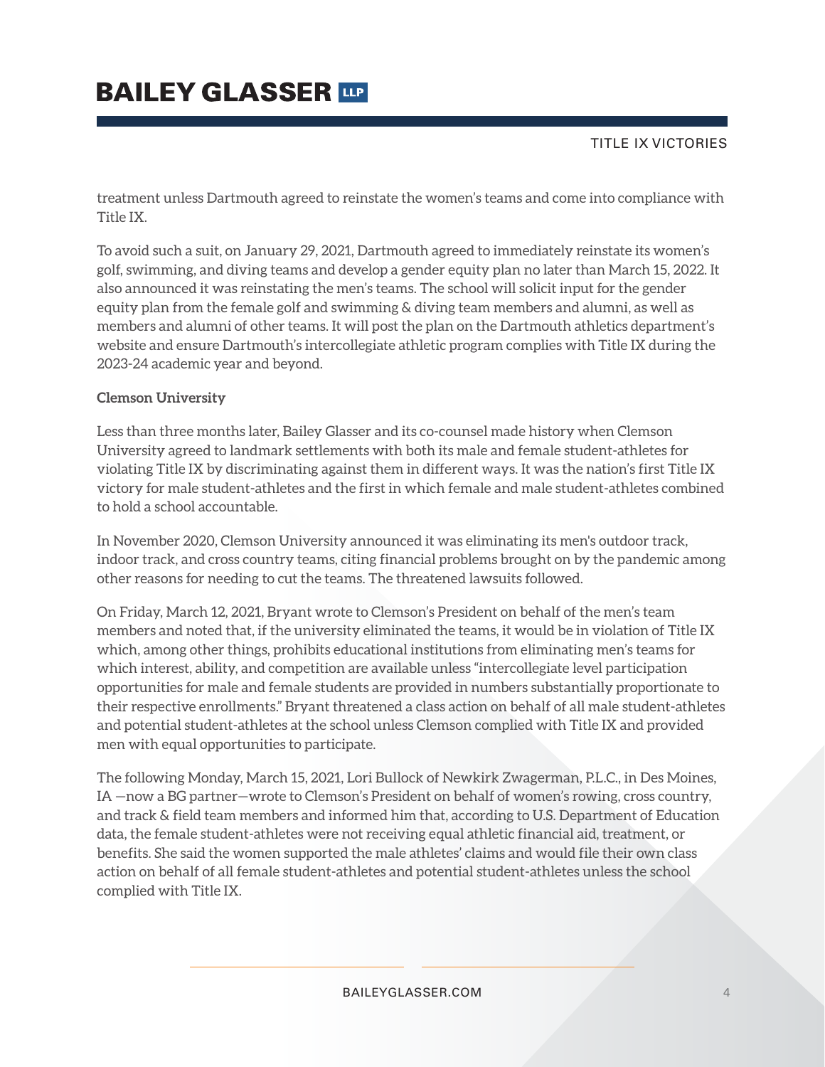treatment unless Dartmouth agreed to reinstate the women's teams and come into compliance with Title IX.

To avoid such a suit, on January 29, 2021, Dartmouth agreed to immediately reinstate its women's golf, swimming, and diving teams and develop a gender equity plan no later than March 15, 2022. It also announced it was reinstating the men's teams. The school will solicit input for the gender equity plan from the female golf and swimming & diving team members and alumni, as well as members and alumni of other teams. It will post the plan on the Dartmouth athletics department's website and ensure Dartmouth's intercollegiate athletic program complies with Title IX during the 2023-24 academic year and beyond.

**Clemson University**

Less than three months later, Bailey Glasser and its co-counsel made history when Clemson University agreed to landmark settlements with both its male and female student-athletes for violating Title IX by discriminating against them in different ways. It was the nation's first Title IX victory for male student-athletes and the first in which female and male student-athletes combined to hold a school accountable.

In November 2020, Clemson University announced it was eliminating its men's outdoor track, indoor track, and cross country teams, citing financial problems brought on by the pandemic among other reasons for needing to cut the teams. The threatened lawsuits followed.

On Friday, March 12, 2021, Bryant wrote to Clemson's President on behalf of the men's team members and noted that, if the university eliminated the teams, it would be in violation of Title IX which, among other things, prohibits educational institutions from eliminating men's teams for which interest, ability, and competition are available unless "intercollegiate level participation opportunities for male and female students are provided in numbers substantially proportionate to their respective enrollments." Bryant threatened a class action on behalf of all male student-athletes and potential student-athletes at the school unless Clemson complied with Title IX and provided men with equal opportunities to participate.

The following Monday, March 15, 2021, Lori Bullock of Newkirk Zwagerman, P.L.C., in Des Moines, IA —now a BG partner—wrote to Clemson's President on behalf of women's rowing, cross country, and track & field team members and informed him that, according to U.S. Department of Education data, the female student-athletes were not receiving equal athletic financial aid, treatment, or benefits. She said the women supported the male athletes' claims and would file their own class action on behalf of all female student-athletes and potential student-athletes unless the school complied with Title IX.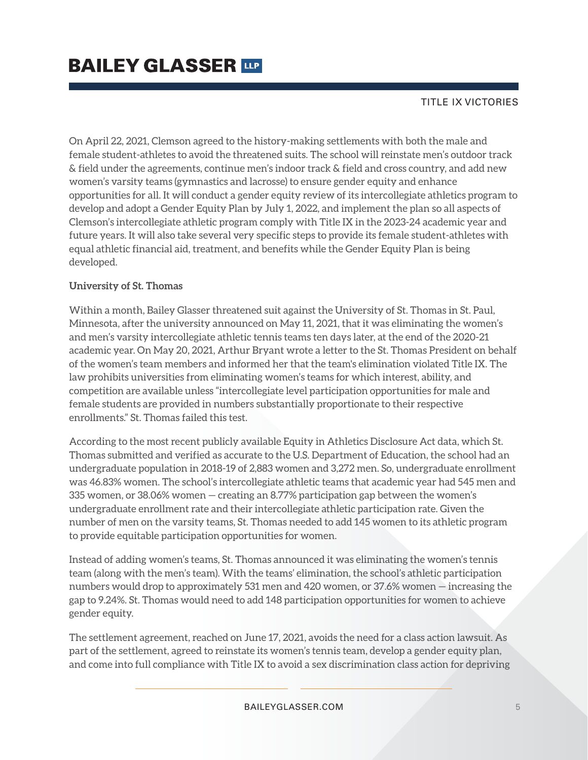On April 22, 2021, Clemson agreed to the history-making settlements with both the male and female student-athletes to avoid the threatened suits. The school will reinstate men's outdoor track & field under the agreements, continue men's indoor track & field and cross country, and add new women's varsity teams (gymnastics and lacrosse) to ensure gender equity and enhance opportunities for all. It will conduct a gender equity review of its intercollegiate athletics program to develop and adopt a Gender Equity Plan by July 1, 2022, and implement the plan so all aspects of Clemson's intercollegiate athletic program comply with Title IX in the 2023-24 academic year and future years. It will also take several very specific steps to provide its female student-athletes with equal athletic financial aid, treatment, and benefits while the Gender Equity Plan is being developed.

**University of St. Thomas**

Within a month, Bailey Glasser threatened suit against the University of St. Thomas in St. Paul, Minnesota, after the university announced on May 11, 2021, that it was eliminating the women's and men's varsity intercollegiate athletic tennis teams ten days later, at the end of the 2020-21 academic year. On May 20, 2021, Arthur Bryant wrote a letter to the St. Thomas President on behalf of the women's team members and informed her that the team's elimination violated Title IX. The law prohibits universities from eliminating women's teams for which interest, ability, and competition are available unless "intercollegiate level participation opportunities for male and female students are provided in numbers substantially proportionate to their respective enrollments." St. Thomas failed this test.

According to the most recent publicly available Equity in Athletics Disclosure Act data, which St. Thomas submitted and verified as accurate to the U.S. Department of Education, the school had an undergraduate population in 2018-19 of 2,883 women and 3,272 men. So, undergraduate enrollment was 46.83% women. The school's intercollegiate athletic teams that academic year had 545 men and 335 women, or 38.06% women — creating an 8.77% participation gap between the women's undergraduate enrollment rate and their intercollegiate athletic participation rate. Given the number of men on the varsity teams, St. Thomas needed to add 145 women to its athletic program to provide equitable participation opportunities for women.

Instead of adding women's teams, St. Thomas announced it was eliminating the women's tennis team (along with the men's team). With the teams' elimination, the school's athletic participation numbers would drop to approximately 531 men and 420 women, or 37.6% women — increasing the gap to 9.24%. St. Thomas would need to add 148 participation opportunities for women to achieve gender equity.

The settlement agreement, reached on June 17, 2021, avoids the need for a class action lawsuit. As part of the settlement, agreed to reinstate its women's tennis team, develop a gender equity plan, and come into full compliance with Title IX to avoid a sex discrimination class action for depriving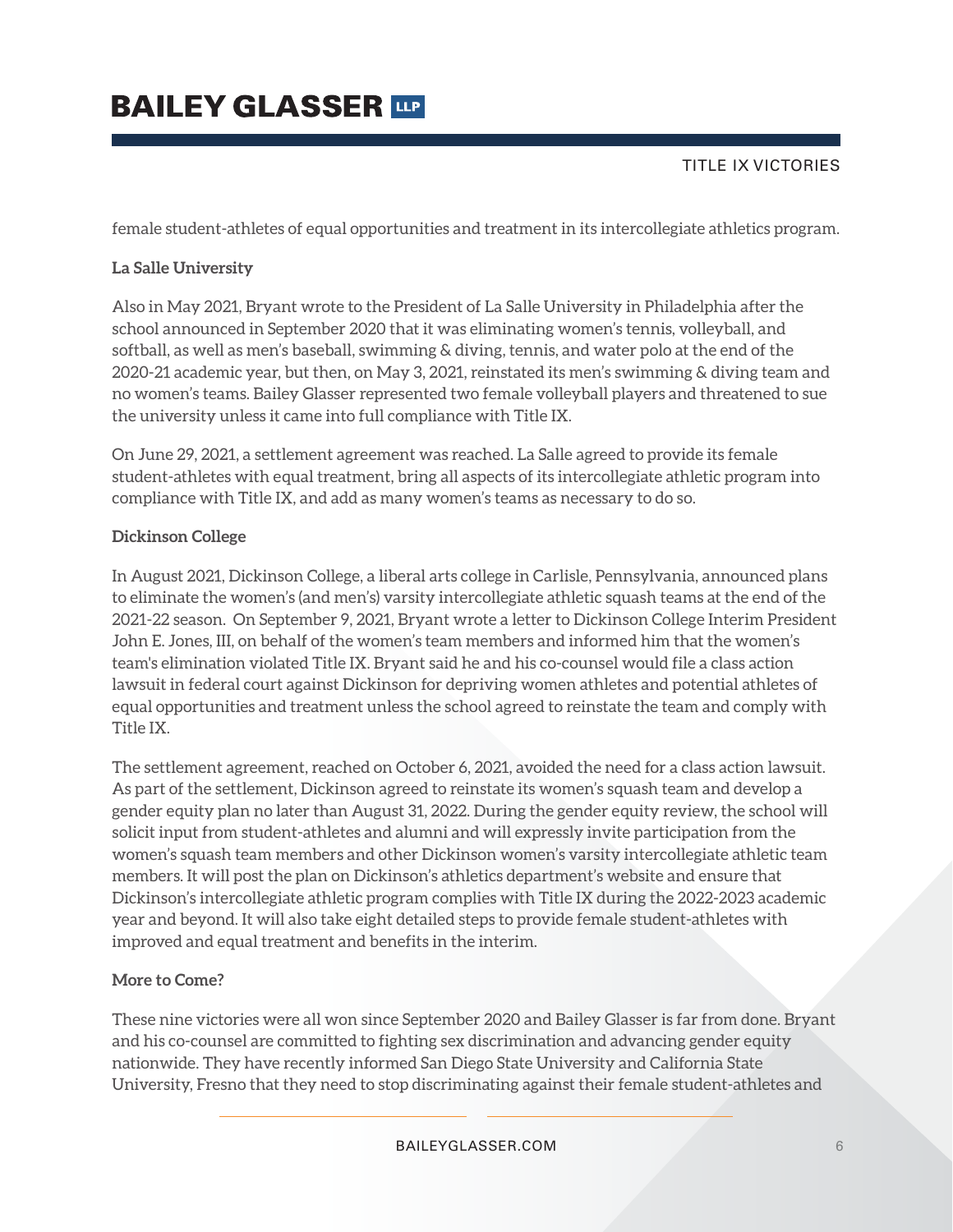female student-athletes of equal opportunities and treatment in its intercollegiate athletics program.

**La Salle University**

Also in May 2021, Bryant wrote to the President of La Salle University in Philadelphia after the school announced in September 2020 that it was eliminating women's tennis, volleyball, and softball, as well as men's baseball, swimming & diving, tennis, and water polo at the end of the 2020-21 academic year, but then, on May 3, 2021, reinstated its men's swimming & diving team and no women's teams. Bailey Glasser represented two female volleyball players and threatened to sue the university unless it came into full compliance with Title IX.

On June 29, 2021, a settlement agreement was reached. La Salle agreed to provide its female student-athletes with equal treatment, bring all aspects of its intercollegiate athletic program into compliance with Title IX, and add as many women's teams as necessary to do so.

**Dickinson College**

In August 2021, Dickinson College, a liberal arts college in Carlisle, Pennsylvania, announced plans to eliminate the women's (and men's) varsity intercollegiate athletic squash teams at the end of the 2021-22 season. On September 9, 2021, Bryant wrote a letter to Dickinson College Interim President John E. Jones, III, on behalf of the women's team members and informed him that the women's team's elimination violated Title IX. Bryant said he and his co-counsel would file a class action lawsuit in federal court against Dickinson for depriving women athletes and potential athletes of equal opportunities and treatment unless the school agreed to reinstate the team and comply with Title IX.

The settlement agreement, reached on October 6, 2021, avoided the need for a class action lawsuit. As part of the settlement, Dickinson agreed to reinstate its women's squash team and develop a gender equity plan no later than August 31, 2022. During the gender equity review, the school will solicit input from student-athletes and alumni and will expressly invite participation from the women's squash team members and other Dickinson women's varsity intercollegiate athletic team members. It will post the plan on Dickinson's athletics department's website and ensure that Dickinson's intercollegiate athletic program complies with Title IX during the 2022-2023 academic year and beyond. It will also take eight detailed steps to provide female student-athletes with improved and equal treatment and benefits in the interim.

**More to Come?**

These nine victories were all won since September 2020 and Bailey Glasser is far from done. Bryant and his co-counsel are committed to fighting sex discrimination and advancing gender equity nationwide. They have recently informed San Diego State University and California State University, Fresno that they need to stop discriminating against their female student-athletes and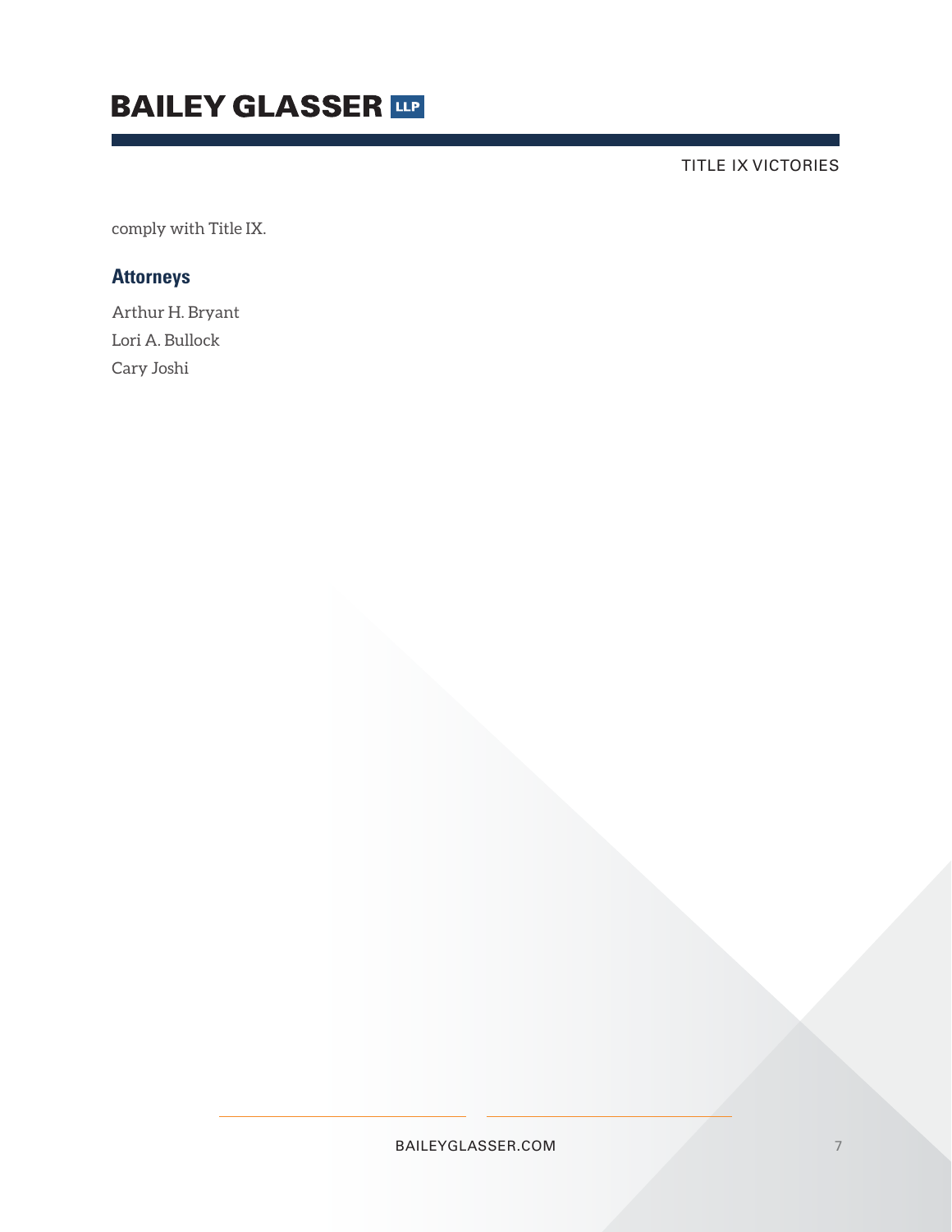comply with Title IX.

### Attorneys

Arthur H. Bryant
Lori A. Bullock
Cary Joshi